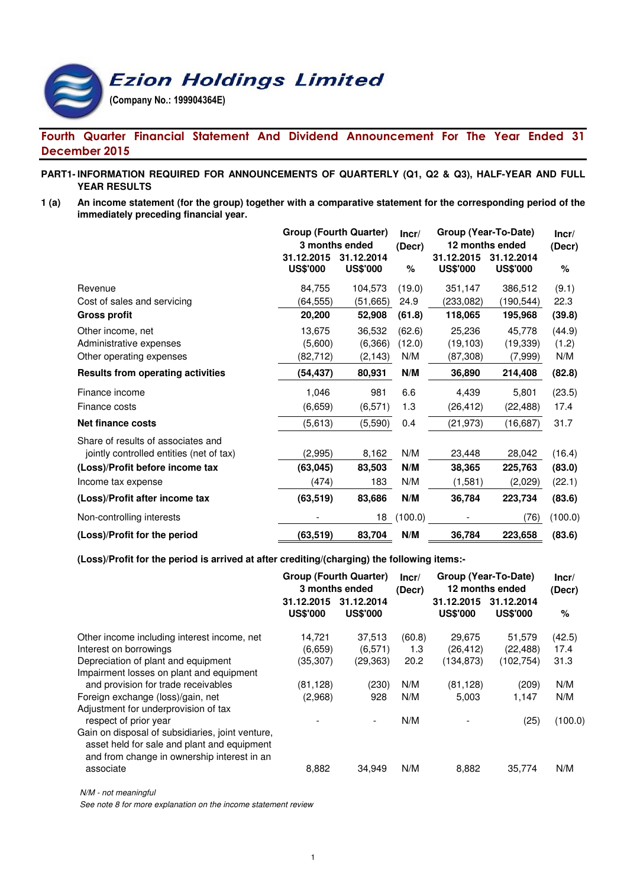# Ezion Holdings Limited

**(Company No.: 199904364E)**

## Fourth Quarter Financial Statement And Dividend Announcement For The Year Ended 31 December 2015

**PART1- INFORMATION REQUIRED FOR ANNOUNCEMENTS OF QUARTERLY (Q1, Q2 & Q3), HALF-YEAR AND FULL YEAR RESULTS**

**1 (a) An income statement (for the group) together with a comparative statement for the corresponding period of the immediately preceding financial year.**

| | Group (Fourth Quarter) 3 months ended | | Incr/ (Decr) | Group (Year-To-Date) 12 months ended | | Incr/ (Decr) |
|---|---|---|---|---|---|---|
| | 31.12.2015 US$'000 | 31.12.2014 US$'000 | % | 31.12.2015 US$'000 | 31.12.2014 US$'000 | % |
| Revenue | 84,755 | 104,573 | (19.0) | 351,147 | 386,512 | (9.1) |
| Cost of sales and servicing | (64,555) | (51,665) | 24.9 | (233,082) | (190,544) | 22.3 |
| **Gross profit** | **20,200** | **52,908** | **(61.8)** | **118,065** | **195,968** | **(39.8)** |
| Other income, net | 13,675 | 36,532 | (62.6) | 25,236 | 45,778 | (44.9) |
| Administrative expenses | (5,600) | (6,366) | (12.0) | (19,103) | (19,339) | (1.2) |
| Other operating expenses | (82,712) | (2,143) | N/M | (87,308) | (7,999) | N/M |
| **Results from operating activities** | **(54,437)** | **80,931** | **N/M** | **36,890** | **214,408** | **(82.8)** |
| Finance income | 1,046 | 981 | 6.6 | 4,439 | 5,801 | (23.5) |
| Finance costs | (6,659) | (6,571) | 1.3 | (26,412) | (22,488) | 17.4 |
| **Net finance costs** | (5,613) | (5,590) | 0.4 | (21,973) | (16,687) | 31.7 |
| Share of results of associates and jointly controlled entities (net of tax) | (2,995) | 8,162 | N/M | 23,448 | 28,042 | (16.4) |
| **(Loss)/Profit before income tax** | **(63,045)** | **83,503** | **N/M** | **38,365** | **225,763** | **(83.0)** |
| Income tax expense | (474) | 183 | N/M | (1,581) | (2,029) | (22.1) |
| **(Loss)/Profit after income tax** | **(63,519)** | **83,686** | **N/M** | **36,784** | **223,734** | **(83.6)** |
| Non-controlling interests | - | 18 | (100.0) | - | (76) | (100.0) |
| **(Loss)/Profit for the period** | **(63,519)** | **83,704** | **N/M** | **36,784** | **223,658** | **(83.6)** |

**(Loss)/Profit for the period is arrived at after crediting/(charging) the following items:-**

| | Group (Fourth Quarter) 3 months ended | | Incr/ (Decr) | Group (Year-To-Date) 12 months ended | | Incr/ (Decr) |
|---|---|---|---|---|---|---|
| | 31.12.2015 US$'000 | 31.12.2014 US$'000 | | 31.12.2015 US$'000 | 31.12.2014 US$'000 | % |
| Other income including interest income, net | 14,721 | 37,513 | (60.8) | 29,675 | 51,579 | (42.5) |
| Interest on borrowings | (6,659) | (6,571) | 1.3 | (26,412) | (22,488) | 17.4 |
| Depreciation of plant and equipment | (35,307) | (29,363) | 20.2 | (134,873) | (102,754) | 31.3 |
| Impairment losses on plant and equipment and provision for trade receivables | (81,128) | (230) | N/M | (81,128) | (209) | N/M |
| Foreign exchange (loss)/gain, net | (2,968) | 928 | N/M | 5,003 | 1,147 | N/M |
| Adjustment for underprovision of tax respect of prior year | - | - | N/M | - | (25) | (100.0) |
| Gain on disposal of subsidiaries, joint venture, asset held for sale and plant and equipment and from change in ownership interest in an associate | 8,882 | 34,949 | N/M | 8,882 | 35,774 | N/M |

*N/M - not meaningful*

*See note 8 for more explanation on the income statement review*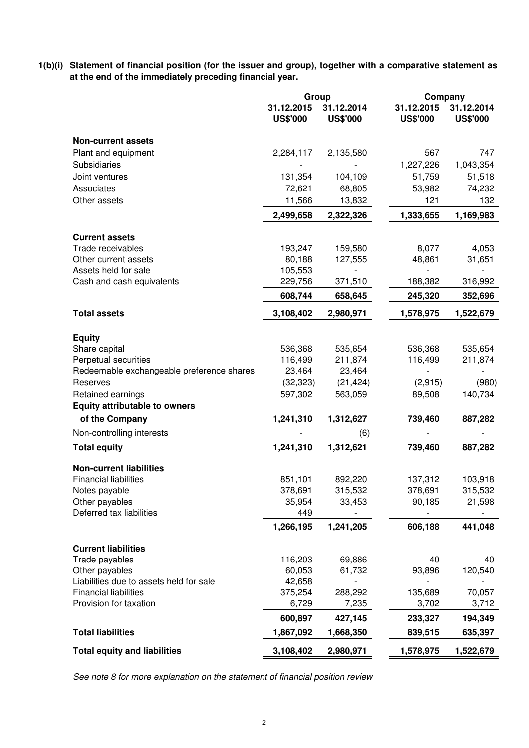**1(b)(i) Statement of financial position (for the issuer and group), together with a comparative statement as at the end of the immediately preceding financial year.**

| | Group | | Company | |
|---|---|---|---|---|
| | 31.12.2015 US$'000 | 31.12.2014 US$'000 | 31.12.2015 US$'000 | 31.12.2014 US$'000 |
| **Non-current assets** | | | | |
| Plant and equipment | 2,284,117 | 2,135,580 | 567 | 747 |
| Subsidiaries | - | - | 1,227,226 | 1,043,354 |
| Joint ventures | 131,354 | 104,109 | 51,759 | 51,518 |
| Associates | 72,621 | 68,805 | 53,982 | 74,232 |
| Other assets | 11,566 | 13,832 | 121 | 132 |
| | **2,499,658** | **2,322,326** | **1,333,655** | **1,169,983** |
| **Current assets** | | | | |
| Trade receivables | 193,247 | 159,580 | 8,077 | 4,053 |
| Other current assets | 80,188 | 127,555 | 48,861 | 31,651 |
| Assets held for sale | 105,553 | - | - | - |
| Cash and cash equivalents | 229,756 | 371,510 | 188,382 | 316,992 |
| | **608,744** | **658,645** | **245,320** | **352,696** |
| **Total assets** | **3,108,402** | **2,980,971** | **1,578,975** | **1,522,679** |
| **Equity** | | | | |
| Share capital | 536,368 | 535,654 | 536,368 | 535,654 |
| Perpetual securities | 116,499 | 211,874 | 116,499 | 211,874 |
| Redeemable exchangeable preference shares | 23,464 | 23,464 | - | - |
| Reserves | (32,323) | (21,424) | (2,915) | (980) |
| Retained earnings | 597,302 | 563,059 | 89,508 | 140,734 |
| **Equity attributable to owners of the Company** | **1,241,310** | **1,312,627** | **739,460** | **887,282** |
| Non-controlling interests | - | (6) | - | - |
| **Total equity** | **1,241,310** | **1,312,621** | **739,460** | **887,282** |
| **Non-current liabilities** | | | | |
| Financial liabilities | 851,101 | 892,220 | 137,312 | 103,918 |
| Notes payable | 378,691 | 315,532 | 378,691 | 315,532 |
| Other payables | 35,954 | 33,453 | 90,185 | 21,598 |
| Deferred tax liabilities | 449 | - | - | - |
| | **1,266,195** | **1,241,205** | **606,188** | **441,048** |
| **Current liabilities** | | | | |
| Trade payables | 116,203 | 69,886 | 40 | 40 |
| Other payables | 60,053 | 61,732 | 93,896 | 120,540 |
| Liabilities due to assets held for sale | 42,658 | - | - | - |
| Financial liabilities | 375,254 | 288,292 | 135,689 | 70,057 |
| Provision for taxation | 6,729 | 7,235 | 3,702 | 3,712 |
| | **600,897** | **427,145** | **233,327** | **194,349** |
| **Total liabilities** | **1,867,092** | **1,668,350** | **839,515** | **635,397** |
| **Total equity and liabilities** | **3,108,402** | **2,980,971** | **1,578,975** | **1,522,679** |

*See note 8 for more explanation on the statement of financial position review*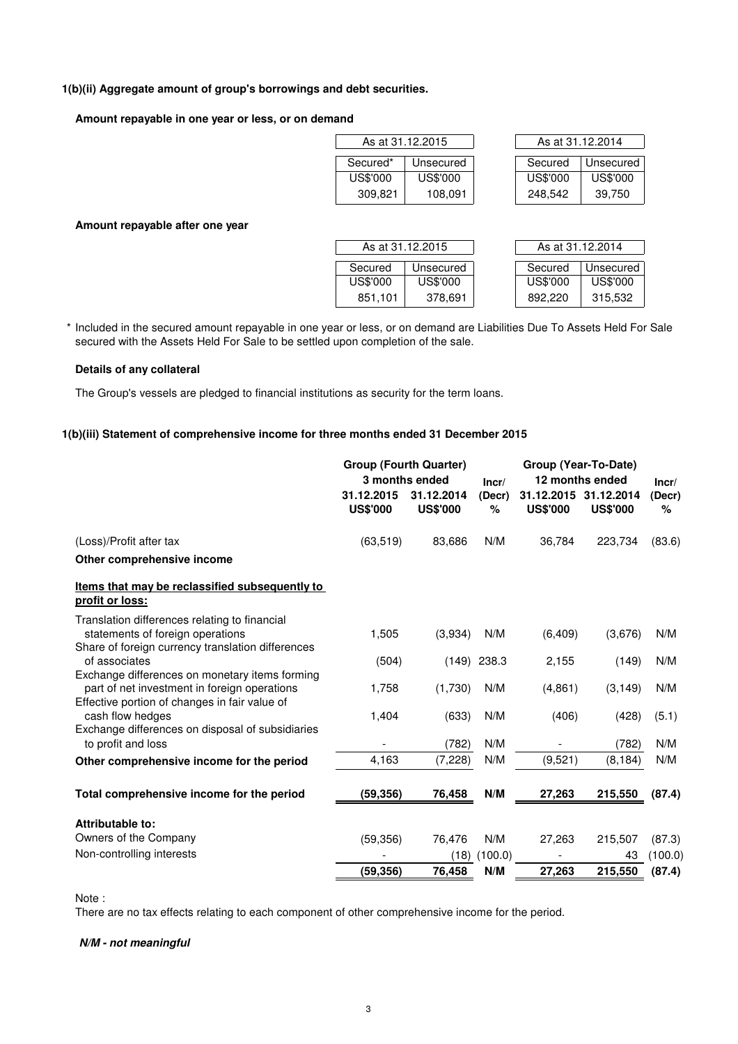### 1(b)(ii) Aggregate amount of group's borrowings and debt securities.

**Amount repayable in one year or less, or on demand**

| As at 31.12.2015 | | As at 31.12.2014 | |
|---|---|---|---|
| Secured* | Unsecured | Secured | Unsecured |
| US$'000 | US$'000 | US$'000 | US$'000 |
| 309,821 | 108,091 | 248,542 | 39,750 |

**Amount repayable after one year**

| As at 31.12.2015 | | As at 31.12.2014 | |
|---|---|---|---|
| Secured | Unsecured | Secured | Unsecured |
| US$'000 | US$'000 | US$'000 | US$'000 |
| 851,101 | 378,691 | 892,220 | 315,532 |

\* Included in the secured amount repayable in one year or less, or on demand are Liabilities Due To Assets Held For Sale secured with the Assets Held For Sale to be settled upon completion of the sale.

**Details of any collateral**

The Group's vessels are pledged to financial institutions as security for the term loans.

### 1(b)(iii) Statement of comprehensive income for three months ended 31 December 2015

| | Group (Fourth Quarter) 3 months ended | | Incr/ (Decr) | Group (Year-To-Date) 12 months ended | | Incr/ (Decr) |
|---|---|---|---|---|---|---|
| | 31.12.2015 US$'000 | 31.12.2014 US$'000 | % | 31.12.2015 US$'000 | 31.12.2014 US$'000 | % |
| (Loss)/Profit after tax | (63,519) | 83,686 | N/M | 36,784 | 223,734 | (83.6) |
| **Other comprehensive income** | | | | | | |
| **<u>Items that may be reclassified subsequently to profit or loss:</u>** | | | | | | |
| Translation differences relating to financial statements of foreign operations | 1,505 | (3,934) | N/M | (6,409) | (3,676) | N/M |
| Share of foreign currency translation differences of associates | (504) | (149) | 238.3 | 2,155 | (149) | N/M |
| Exchange differences on monetary items forming part of net investment in foreign operations | 1,758 | (1,730) | N/M | (4,861) | (3,149) | N/M |
| Effective portion of changes in fair value of cash flow hedges | 1,404 | (633) | N/M | (406) | (428) | (5.1) |
| Exchange differences on disposal of subsidiaries to profit and loss | - | (782) | N/M | - | (782) | N/M |
| **Other comprehensive income for the period** | 4,163 | (7,228) | N/M | (9,521) | (8,184) | N/M |
| **Total comprehensive income for the period** | **(59,356)** | **76,458** | **N/M** | **27,263** | **215,550** | **(87.4)** |
| **Attributable to:** | | | | | | |
| Owners of the Company | (59,356) | 76,476 | N/M | 27,263 | 215,507 | (87.3) |
| Non-controlling interests | - | (18) | (100.0) | - | 43 | (100.0) |
| | **(59,356)** | **76,458** | **N/M** | **27,263** | **215,550** | **(87.4)** |

Note :
There are no tax effects relating to each component of other comprehensive income for the period.

***N/M - not meaningful***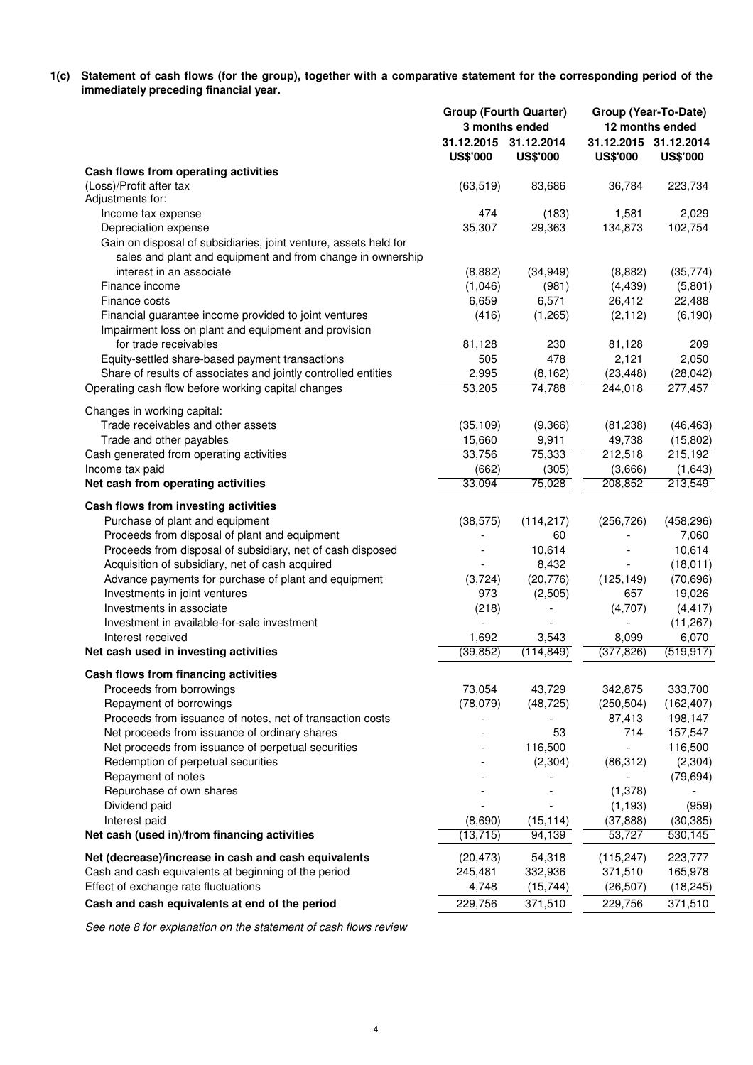**1(c) Statement of cash flows (for the group), together with a comparative statement for the corresponding period of the immediately preceding financial year.**

| | Group (Fourth Quarter) 3 months ended | | Group (Year-To-Date) 12 months ended | |
|---|---|---|---|---|
| | 31.12.2015 US$'000 | 31.12.2014 US$'000 | 31.12.2015 US$'000 | 31.12.2014 US$'000 |
| **Cash flows from operating activities** | | | | |
| (Loss)/Profit after tax | (63,519) | 83,686 | 36,784 | 223,734 |
| Adjustments for: | | | | |
| Income tax expense | 474 | (183) | 1,581 | 2,029 |
| Depreciation expense | 35,307 | 29,363 | 134,873 | 102,754 |
| Gain on disposal of subsidiaries, joint venture, assets held for sales and plant and equipment and from change in ownership interest in an associate | (8,882) | (34,949) | (8,882) | (35,774) |
| Finance income | (1,046) | (981) | (4,439) | (5,801) |
| Finance costs | 6,659 | 6,571 | 26,412 | 22,488 |
| Financial guarantee income provided to joint ventures | (416) | (1,265) | (2,112) | (6,190) |
| Impairment loss on plant and equipment and provision for trade receivables | 81,128 | 230 | 81,128 | 209 |
| Equity-settled share-based payment transactions | 505 | 478 | 2,121 | 2,050 |
| Share of results of associates and jointly controlled entities | 2,995 | (8,162) | (23,448) | (28,042) |
| Operating cash flow before working capital changes | 53,205 | 74,788 | 244,018 | 277,457 |
| Changes in working capital: | | | | |
| Trade receivables and other assets | (35,109) | (9,366) | (81,238) | (46,463) |
| Trade and other payables | 15,660 | 9,911 | 49,738 | (15,802) |
| Cash generated from operating activities | 33,756 | 75,333 | 212,518 | 215,192 |
| Income tax paid | (662) | (305) | (3,666) | (1,643) |
| **Net cash from operating activities** | 33,094 | 75,028 | 208,852 | 213,549 |
| **Cash flows from investing activities** | | | | |
| Purchase of plant and equipment | (38,575) | (114,217) | (256,726) | (458,296) |
| Proceeds from disposal of plant and equipment | - | 60 | - | 7,060 |
| Proceeds from disposal of subsidiary, net of cash disposed | - | 10,614 | - | 10,614 |
| Acquisition of subsidiary, net of cash acquired | - | 8,432 | - | (18,011) |
| Advance payments for purchase of plant and equipment | (3,724) | (20,776) | (125,149) | (70,696) |
| Investments in joint ventures | 973 | (2,505) | 657 | 19,026 |
| Investments in associate | (218) | - | (4,707) | (4,417) |
| Investment in available-for-sale investment | - | - | - | (11,267) |
| Interest received | 1,692 | 3,543 | 8,099 | 6,070 |
| **Net cash used in investing activities** | (39,852) | (114,849) | (377,826) | (519,917) |
| **Cash flows from financing activities** | | | | |
| Proceeds from borrowings | 73,054 | 43,729 | 342,875 | 333,700 |
| Repayment of borrowings | (78,079) | (48,725) | (250,504) | (162,407) |
| Proceeds from issuance of notes, net of transaction costs | - | - | 87,413 | 198,147 |
| Net proceeds from issuance of ordinary shares | - | 53 | 714 | 157,547 |
| Net proceeds from issuance of perpetual securities | - | 116,500 | - | 116,500 |
| Redemption of perpetual securities | - | (2,304) | (86,312) | (2,304) |
| Repayment of notes | - | - | - | (79,694) |
| Repurchase of own shares | - | - | (1,378) | - |
| Dividend paid | - | - | (1,193) | (959) |
| Interest paid | (8,690) | (15,114) | (37,888) | (30,385) |
| **Net cash (used in)/from financing activities** | (13,715) | 94,139 | 53,727 | 530,145 |
| **Net (decrease)/increase in cash and cash equivalents** | (20,473) | 54,318 | (115,247) | 223,777 |
| Cash and cash equivalents at beginning of the period | 245,481 | 332,936 | 371,510 | 165,978 |
| Effect of exchange rate fluctuations | 4,748 | (15,744) | (26,507) | (18,245) |
| **Cash and cash equivalents at end of the period** | 229,756 | 371,510 | 229,756 | 371,510 |

*See note 8 for explanation on the statement of cash flows review*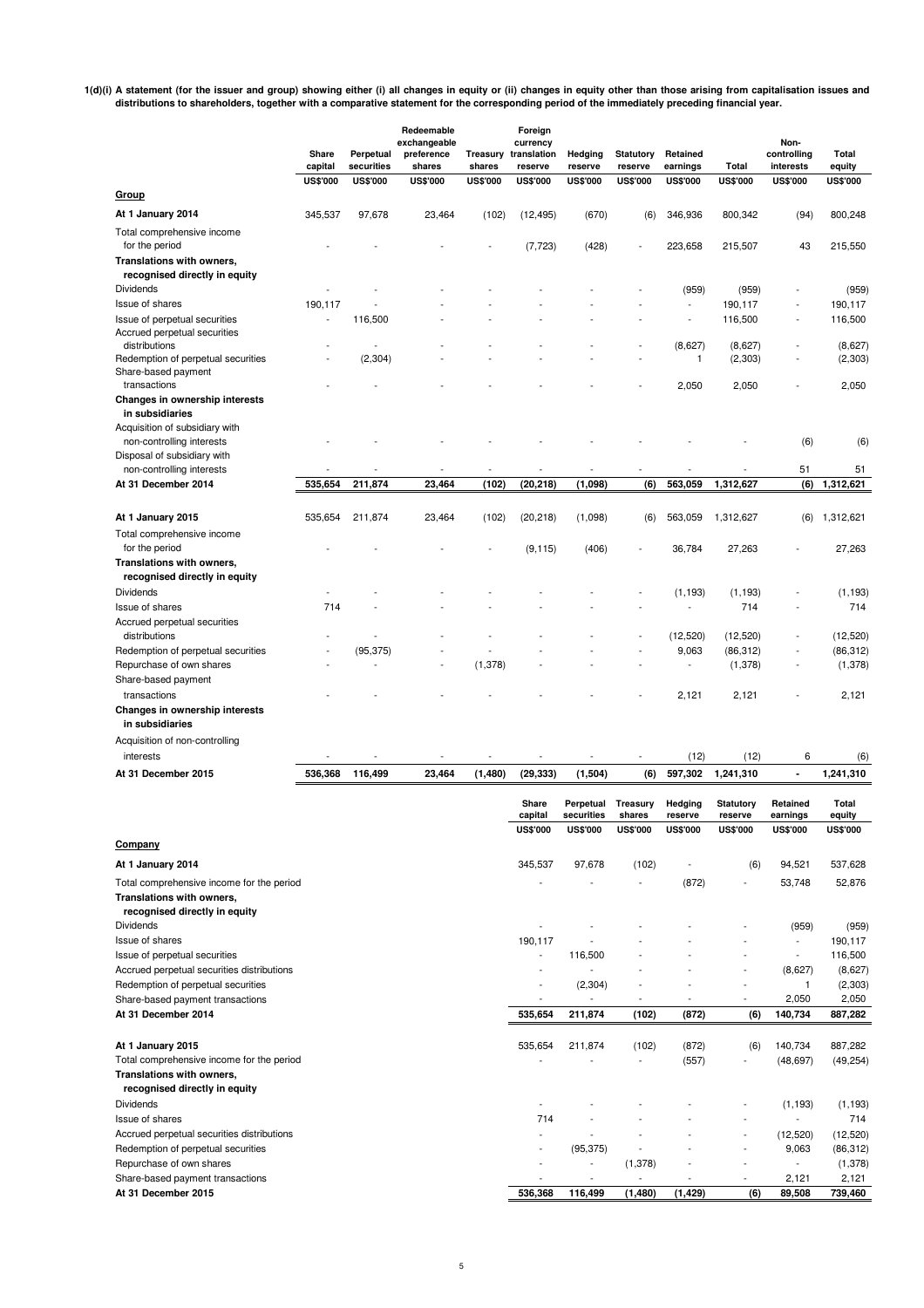**1(d)(i) A statement (for the issuer and group) showing either (i) all changes in equity or (ii) changes in equity other than those arising from capitalisation issues and distributions to shareholders, together with a comparative statement for the corresponding period of the immediately preceding financial year.**

| | Share capital | Perpetual securities | Redeemable exchangeable preference shares | Treasury shares | Foreign currency translation reserve | Hedging reserve | Statutory reserve | Retained earnings | Total | Non-controlling interests | Total equity |
|---|---|---|---|---|---|---|---|---|---|---|---|
| | US$'000 | US$'000 | US$'000 | US$'000 | US$'000 | US$'000 | US$'000 | US$'000 | US$'000 | US$'000 | US$'000 |
| **Group** | | | | | | | | | | | |
| **At 1 January 2014** | 345,537 | 97,678 | 23,464 | (102) | (12,495) | (670) | (6) | 346,936 | 800,342 | (94) | 800,248 |
| Total comprehensive income for the period | - | - | - | - | (7,723) | (428) | - | 223,658 | 215,507 | 43 | 215,550 |
| **Translations with owners, recognised directly in equity** | | | | | | | | | | | |
| Dividends | - | - | - | - | - | - | - | (959) | (959) | - | (959) |
| Issue of shares | 190,117 | - | - | - | - | - | - | - | 190,117 | - | 190,117 |
| Issue of perpetual securities | - | 116,500 | - | - | - | - | - | - | 116,500 | - | 116,500 |
| Accrued perpetual securities distributions | - | - | - | - | - | - | - | (8,627) | (8,627) | - | (8,627) |
| Redemption of perpetual securities | - | (2,304) | - | - | - | - | - | 1 | (2,303) | - | (2,303) |
| Share-based payment transactions | - | - | - | - | - | - | - | 2,050 | 2,050 | - | 2,050 |
| **Changes in ownership interests in subsidiaries** | | | | | | | | | | | |
| Acquisition of subsidiary with non-controlling interests | - | - | - | - | - | - | - | - | - | (6) | (6) |
| Disposal of subsidiary with non-controlling interests | - | - | - | - | - | - | - | - | - | 51 | 51 |
| **At 31 December 2014** | 535,654 | 211,874 | 23,464 | (102) | (20,218) | (1,098) | (6) | 563,059 | 1,312,627 | (6) | 1,312,621 |
| | | | | | | | | | | | |
| **At 1 January 2015** | 535,654 | 211,874 | 23,464 | (102) | (20,218) | (1,098) | (6) | 563,059 | 1,312,627 | (6) | 1,312,621 |
| Total comprehensive income for the period | - | - | - | - | (9,115) | (406) | - | 36,784 | 27,263 | - | 27,263 |
| **Translations with owners, recognised directly in equity** | | | | | | | | | | | |
| Dividends | - | - | - | - | - | - | - | (1,193) | (1,193) | - | (1,193) |
| Issue of shares | 714 | - | - | - | - | - | - | - | 714 | - | 714 |
| Accrued perpetual securities distributions | - | - | - | - | - | - | - | (12,520) | (12,520) | - | (12,520) |
| Redemption of perpetual securities | - | (95,375) | - | - | - | - | - | 9,063 | (86,312) | - | (86,312) |
| Repurchase of own shares | - | - | - | (1,378) | - | - | - | - | (1,378) | - | (1,378) |
| Share-based payment transactions | - | - | - | - | - | - | - | 2,121 | 2,121 | - | 2,121 |
| **Changes in ownership interests in subsidiaries** | | | | | | | | | | | |
| Acquisition of non-controlling interests | - | - | - | - | - | - | - | (12) | (12) | 6 | (6) |
| **At 31 December 2015** | 536,368 | 116,499 | 23,464 | (1,480) | (29,333) | (1,504) | (6) | 597,302 | 1,241,310 | - | 1,241,310 |

| | Share capital | Perpetual securities | Treasury shares | Hedging reserve | Statutory reserve | Retained earnings | Total equity |
|---|---|---|---|---|---|---|---|
| | US$'000 | US$'000 | US$'000 | US$'000 | US$'000 | US$'000 | US$'000 |
| **Company** | | | | | | | |
| **At 1 January 2014** | 345,537 | 97,678 | (102) | - | (6) | 94,521 | 537,628 |
| Total comprehensive income for the period | - | - | - | (872) | - | 53,748 | 52,876 |
| **Translations with owners, recognised directly in equity** | | | | | | | |
| Dividends | - | - | - | - | - | (959) | (959) |
| Issue of shares | 190,117 | - | - | - | - | - | 190,117 |
| Issue of perpetual securities | - | 116,500 | - | - | - | - | 116,500 |
| Accrued perpetual securities distributions | - | - | - | - | - | (8,627) | (8,627) |
| Redemption of perpetual securities | - | (2,304) | - | - | - | 1 | (2,303) |
| Share-based payment transactions | - | - | - | - | - | 2,050 | 2,050 |
| **At 31 December 2014** | 535,654 | 211,874 | (102) | (872) | (6) | 140,734 | 887,282 |
| | | | | | | | |
| **At 1 January 2015** | 535,654 | 211,874 | (102) | (872) | (6) | 140,734 | 887,282 |
| Total comprehensive income for the period | - | - | - | (557) | - | (48,697) | (49,254) |
| **Translations with owners, recognised directly in equity** | | | | | | | |
| Dividends | - | - | - | - | - | (1,193) | (1,193) |
| Issue of shares | 714 | - | - | - | - | - | 714 |
| Accrued perpetual securities distributions | - | - | - | - | - | (12,520) | (12,520) |
| Redemption of perpetual securities | - | (95,375) | - | - | - | 9,063 | (86,312) |
| Repurchase of own shares | - | - | (1,378) | - | - | - | (1,378) |
| Share-based payment transactions | - | - | - | - | - | 2,121 | 2,121 |
| **At 31 December 2015** | 536,368 | 116,499 | (1,480) | (1,429) | (6) | 89,508 | 739,460 |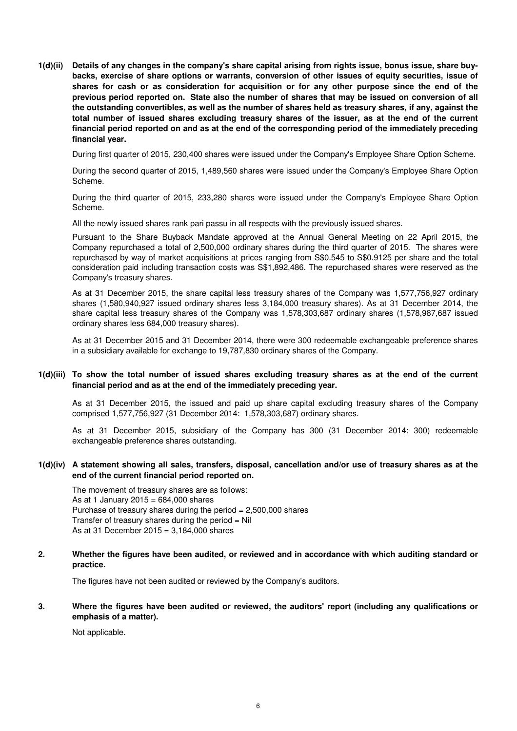**1(d)(ii) Details of any changes in the company's share capital arising from rights issue, bonus issue, share buy-backs, exercise of share options or warrants, conversion of other issues of equity securities, issue of shares for cash or as consideration for acquisition or for any other purpose since the end of the previous period reported on. State also the number of shares that may be issued on conversion of all the outstanding convertibles, as well as the number of shares held as treasury shares, if any, against the total number of issued shares excluding treasury shares of the issuer, as at the end of the current financial period reported on and as at the end of the corresponding period of the immediately preceding financial year.**

During first quarter of 2015, 230,400 shares were issued under the Company's Employee Share Option Scheme.

During the second quarter of 2015, 1,489,560 shares were issued under the Company's Employee Share Option Scheme.

During the third quarter of 2015, 233,280 shares were issued under the Company's Employee Share Option Scheme.

All the newly issued shares rank pari passu in all respects with the previously issued shares.

Pursuant to the Share Buyback Mandate approved at the Annual General Meeting on 22 April 2015, the Company repurchased a total of 2,500,000 ordinary shares during the third quarter of 2015. The shares were repurchased by way of market acquisitions at prices ranging from S$0.545 to S$0.9125 per share and the total consideration paid including transaction costs was S$1,892,486. The repurchased shares were reserved as the Company's treasury shares.

As at 31 December 2015, the share capital less treasury shares of the Company was 1,577,756,927 ordinary shares (1,580,940,927 issued ordinary shares less 3,184,000 treasury shares). As at 31 December 2014, the share capital less treasury shares of the Company was 1,578,303,687 ordinary shares (1,578,987,687 issued ordinary shares less 684,000 treasury shares).

As at 31 December 2015 and 31 December 2014, there were 300 redeemable exchangeable preference shares in a subsidiary available for exchange to 19,787,830 ordinary shares of the Company.

**1(d)(iii) To show the total number of issued shares excluding treasury shares as at the end of the current financial period and as at the end of the immediately preceding year.**

As at 31 December 2015, the issued and paid up share capital excluding treasury shares of the Company comprised 1,577,756,927 (31 December 2014: 1,578,303,687) ordinary shares.

As at 31 December 2015, subsidiary of the Company has 300 (31 December 2014: 300) redeemable exchangeable preference shares outstanding.

**1(d)(iv) A statement showing all sales, transfers, disposal, cancellation and/or use of treasury shares as at the end of the current financial period reported on.**

The movement of treasury shares are as follows:
As at 1 January 2015 = 684,000 shares
Purchase of treasury shares during the period = 2,500,000 shares
Transfer of treasury shares during the period = Nil
As at 31 December 2015 = 3,184,000 shares

**2. Whether the figures have been audited, or reviewed and in accordance with which auditing standard or practice.**

The figures have not been audited or reviewed by the Company's auditors.

**3. Where the figures have been audited or reviewed, the auditors' report (including any qualifications or emphasis of a matter).**

Not applicable.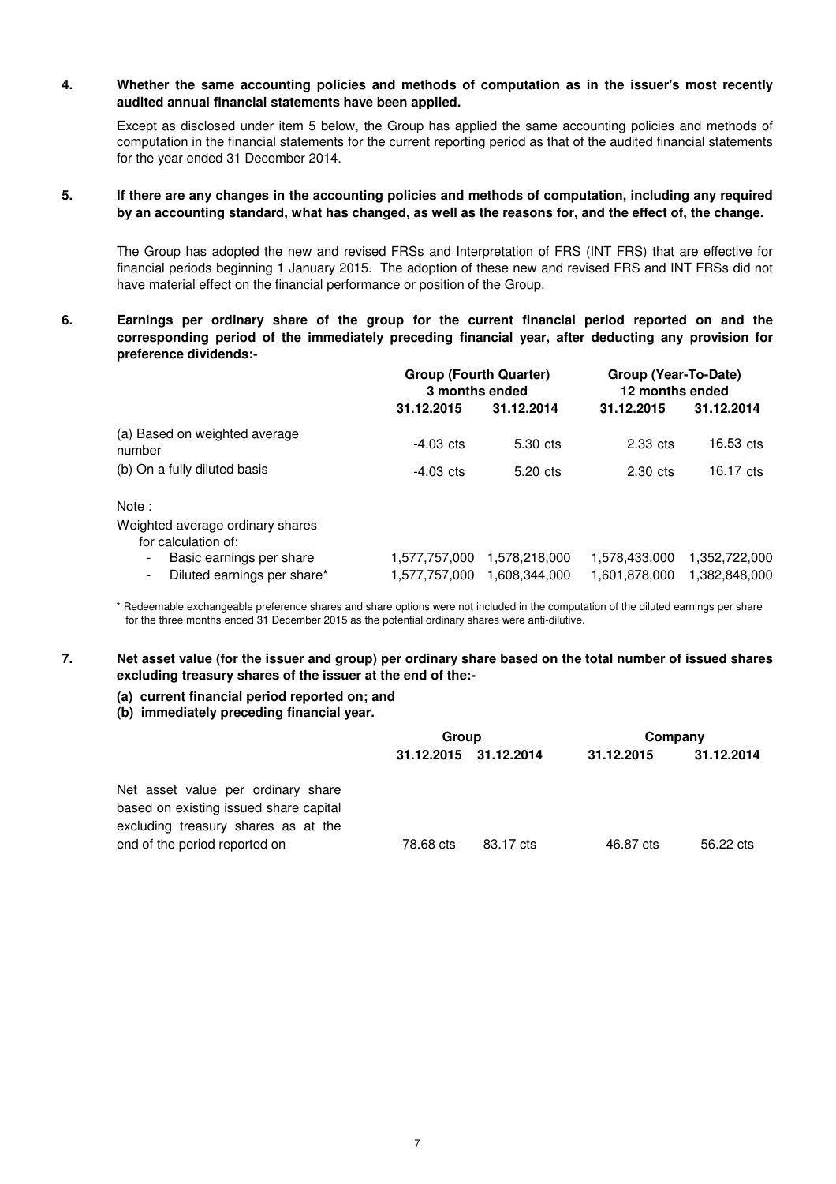**4. Whether the same accounting policies and methods of computation as in the issuer's most recently audited annual financial statements have been applied.**

Except as disclosed under item 5 below, the Group has applied the same accounting policies and methods of computation in the financial statements for the current reporting period as that of the audited financial statements for the year ended 31 December 2014.

**5. If there are any changes in the accounting policies and methods of computation, including any required by an accounting standard, what has changed, as well as the reasons for, and the effect of, the change.**

The Group has adopted the new and revised FRSs and Interpretation of FRS (INT FRS) that are effective for financial periods beginning 1 January 2015. The adoption of these new and revised FRS and INT FRSs did not have material effect on the financial performance or position of the Group.

**6. Earnings per ordinary share of the group for the current financial period reported on and the corresponding period of the immediately preceding financial year, after deducting any provision for preference dividends:-**

| | Group (Fourth Quarter) 3 months ended | | Group (Year-To-Date) 12 months ended | |
|---|---|---|---|---|
| | 31.12.2015 | 31.12.2014 | 31.12.2015 | 31.12.2014 |
| (a) Based on weighted average number | -4.03 cts | 5.30 cts | 2.33 cts | 16.53 cts |
| (b) On a fully diluted basis | -4.03 cts | 5.20 cts | 2.30 cts | 16.17 cts |
| Note : | | | | |
| Weighted average ordinary shares for calculation of: | | | | |
| - Basic earnings per share | 1,577,757,000 | 1,578,218,000 | 1,578,433,000 | 1,352,722,000 |
| - Diluted earnings per share* | 1,577,757,000 | 1,608,344,000 | 1,601,878,000 | 1,382,848,000 |

\* Redeemable exchangeable preference shares and share options were not included in the computation of the diluted earnings per share for the three months ended 31 December 2015 as the potential ordinary shares were anti-dilutive.

**7. Net asset value (for the issuer and group) per ordinary share based on the total number of issued shares excluding treasury shares of the issuer at the end of the:-**

**(a) current financial period reported on; and**

**(b) immediately preceding financial year.**

| | Group | | Company | |
|---|---|---|---|---|
| | 31.12.2015 | 31.12.2014 | 31.12.2015 | 31.12.2014 |
| Net asset value per ordinary share based on existing issued share capital excluding treasury shares as at the end of the period reported on | 78.68 cts | 83.17 cts | 46.87 cts | 56.22 cts |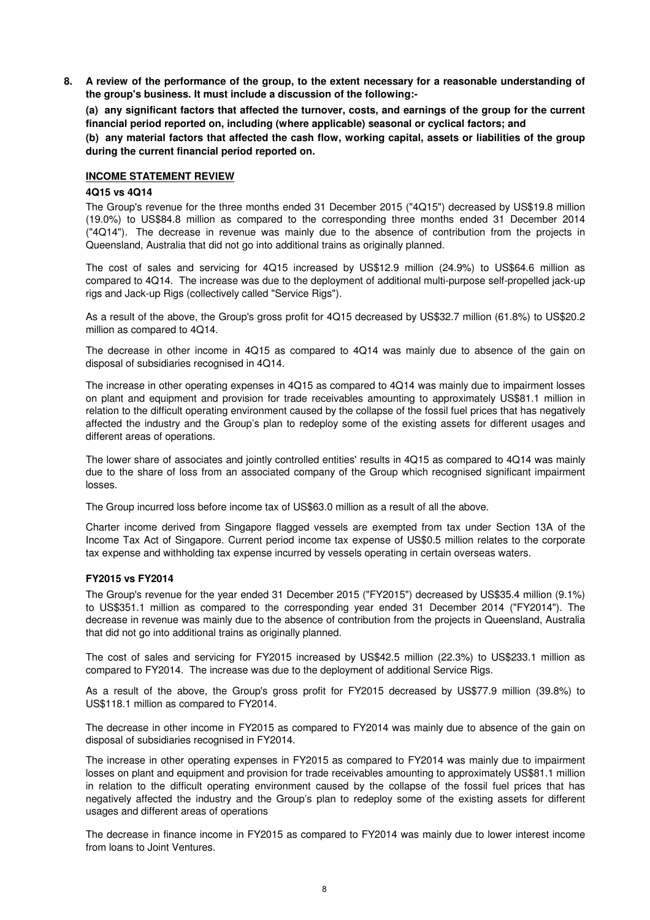**8. A review of the performance of the group, to the extent necessary for a reasonable understanding of the group's business. It must include a discussion of the following:-**

**(a) any significant factors that affected the turnover, costs, and earnings of the group for the current financial period reported on, including (where applicable) seasonal or cyclical factors; and**

**(b) any material factors that affected the cash flow, working capital, assets or liabilities of the group during the current financial period reported on.**

## INCOME STATEMENT REVIEW

### 4Q15 vs 4Q14

The Group's revenue for the three months ended 31 December 2015 ("4Q15") decreased by US$19.8 million (19.0%) to US$84.8 million as compared to the corresponding three months ended 31 December 2014 ("4Q14"). The decrease in revenue was mainly due to the absence of contribution from the projects in Queensland, Australia that did not go into additional trains as originally planned.

The cost of sales and servicing for 4Q15 increased by US$12.9 million (24.9%) to US$64.6 million as compared to 4Q14. The increase was due to the deployment of additional multi-purpose self-propelled jack-up rigs and Jack-up Rigs (collectively called "Service Rigs").

As a result of the above, the Group's gross profit for 4Q15 decreased by US$32.7 million (61.8%) to US$20.2 million as compared to 4Q14.

The decrease in other income in 4Q15 as compared to 4Q14 was mainly due to absence of the gain on disposal of subsidiaries recognised in 4Q14.

The increase in other operating expenses in 4Q15 as compared to 4Q14 was mainly due to impairment losses on plant and equipment and provision for trade receivables amounting to approximately US$81.1 million in relation to the difficult operating environment caused by the collapse of the fossil fuel prices that has negatively affected the industry and the Group's plan to redeploy some of the existing assets for different usages and different areas of operations.

The lower share of associates and jointly controlled entities' results in 4Q15 as compared to 4Q14 was mainly due to the share of loss from an associated company of the Group which recognised significant impairment losses.

The Group incurred loss before income tax of US$63.0 million as a result of all the above.

Charter income derived from Singapore flagged vessels are exempted from tax under Section 13A of the Income Tax Act of Singapore. Current period income tax expense of US$0.5 million relates to the corporate tax expense and withholding tax expense incurred by vessels operating in certain overseas waters.

### FY2015 vs FY2014

The Group's revenue for the year ended 31 December 2015 ("FY2015") decreased by US$35.4 million (9.1%) to US$351.1 million as compared to the corresponding year ended 31 December 2014 ("FY2014"). The decrease in revenue was mainly due to the absence of contribution from the projects in Queensland, Australia that did not go into additional trains as originally planned.

The cost of sales and servicing for FY2015 increased by US$42.5 million (22.3%) to US$233.1 million as compared to FY2014. The increase was due to the deployment of additional Service Rigs.

As a result of the above, the Group's gross profit for FY2015 decreased by US$77.9 million (39.8%) to US$118.1 million as compared to FY2014.

The decrease in other income in FY2015 as compared to FY2014 was mainly due to absence of the gain on disposal of subsidiaries recognised in FY2014.

The increase in other operating expenses in FY2015 as compared to FY2014 was mainly due to impairment losses on plant and equipment and provision for trade receivables amounting to approximately US$81.1 million in relation to the difficult operating environment caused by the collapse of the fossil fuel prices that has negatively affected the industry and the Group's plan to redeploy some of the existing assets for different usages and different areas of operations

The decrease in finance income in FY2015 as compared to FY2014 was mainly due to lower interest income from loans to Joint Ventures.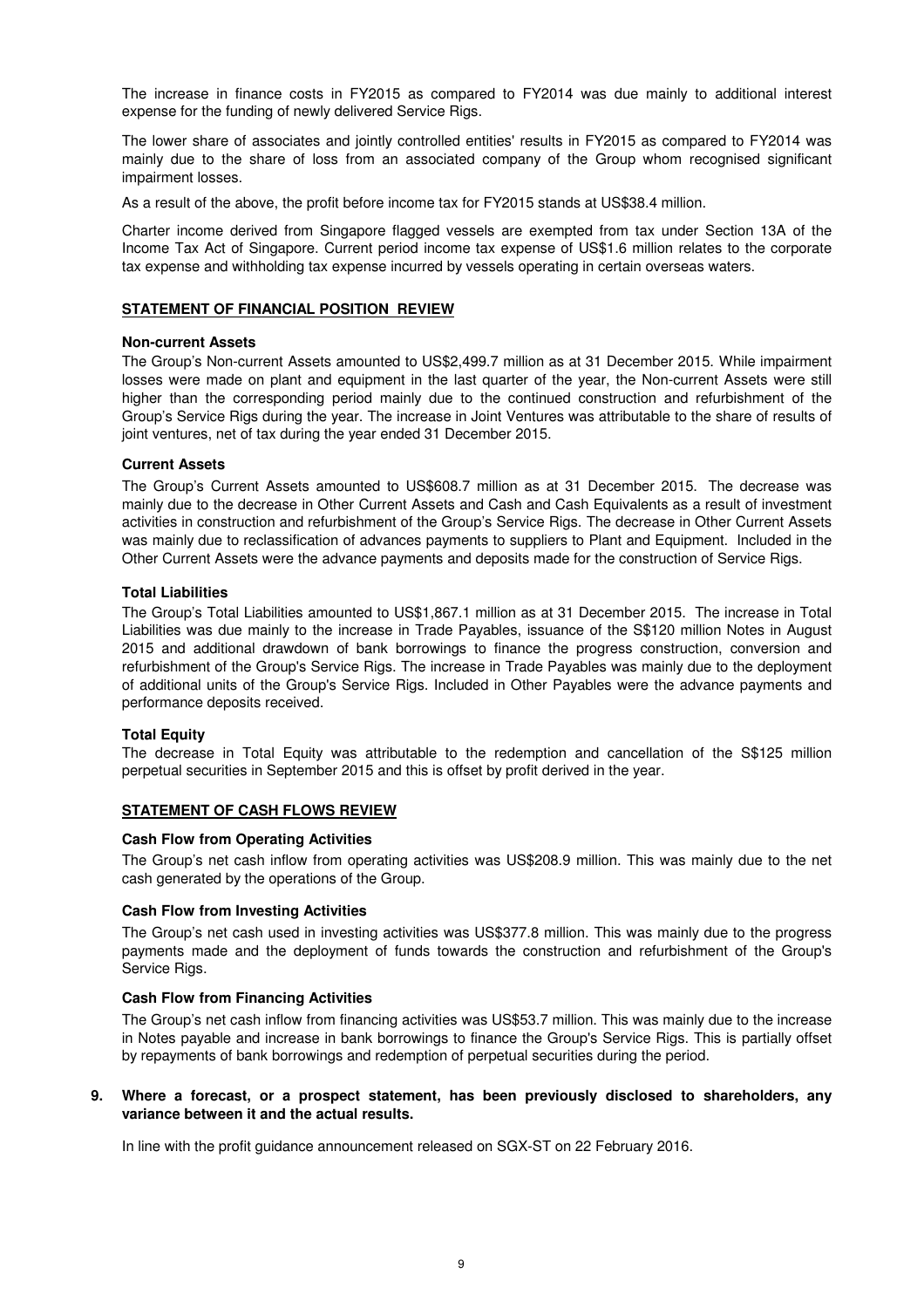The increase in finance costs in FY2015 as compared to FY2014 was due mainly to additional interest expense for the funding of newly delivered Service Rigs.

The lower share of associates and jointly controlled entities' results in FY2015 as compared to FY2014 was mainly due to the share of loss from an associated company of the Group whom recognised significant impairment losses.

As a result of the above, the profit before income tax for FY2015 stands at US$38.4 million.

Charter income derived from Singapore flagged vessels are exempted from tax under Section 13A of the Income Tax Act of Singapore. Current period income tax expense of US$1.6 million relates to the corporate tax expense and withholding tax expense incurred by vessels operating in certain overseas waters.

## **STATEMENT OF FINANCIAL POSITION REVIEW**

**Non-current Assets**

The Group's Non-current Assets amounted to US$2,499.7 million as at 31 December 2015. While impairment losses were made on plant and equipment in the last quarter of the year, the Non-current Assets were still higher than the corresponding period mainly due to the continued construction and refurbishment of the Group's Service Rigs during the year. The increase in Joint Ventures was attributable to the share of results of joint ventures, net of tax during the year ended 31 December 2015.

**Current Assets**

The Group's Current Assets amounted to US$608.7 million as at 31 December 2015. The decrease was mainly due to the decrease in Other Current Assets and Cash and Cash Equivalents as a result of investment activities in construction and refurbishment of the Group's Service Rigs. The decrease in Other Current Assets was mainly due to reclassification of advances payments to suppliers to Plant and Equipment. Included in the Other Current Assets were the advance payments and deposits made for the construction of Service Rigs.

**Total Liabilities**

The Group's Total Liabilities amounted to US$1,867.1 million as at 31 December 2015. The increase in Total Liabilities was due mainly to the increase in Trade Payables, issuance of the S$120 million Notes in August 2015 and additional drawdown of bank borrowings to finance the progress construction, conversion and refurbishment of the Group's Service Rigs. The increase in Trade Payables was mainly due to the deployment of additional units of the Group's Service Rigs. Included in Other Payables were the advance payments and performance deposits received.

**Total Equity**

The decrease in Total Equity was attributable to the redemption and cancellation of the S$125 million perpetual securities in September 2015 and this is offset by profit derived in the year.

## **STATEMENT OF CASH FLOWS REVIEW**

**Cash Flow from Operating Activities**

The Group's net cash inflow from operating activities was US$208.9 million. This was mainly due to the net cash generated by the operations of the Group.

**Cash Flow from Investing Activities**

The Group's net cash used in investing activities was US$377.8 million. This was mainly due to the progress payments made and the deployment of funds towards the construction and refurbishment of the Group's Service Rigs.

**Cash Flow from Financing Activities**

The Group's net cash inflow from financing activities was US$53.7 million. This was mainly due to the increase in Notes payable and increase in bank borrowings to finance the Group's Service Rigs. This is partially offset by repayments of bank borrowings and redemption of perpetual securities during the period.

**9. Where a forecast, or a prospect statement, has been previously disclosed to shareholders, any variance between it and the actual results.**

In line with the profit guidance announcement released on SGX-ST on 22 February 2016.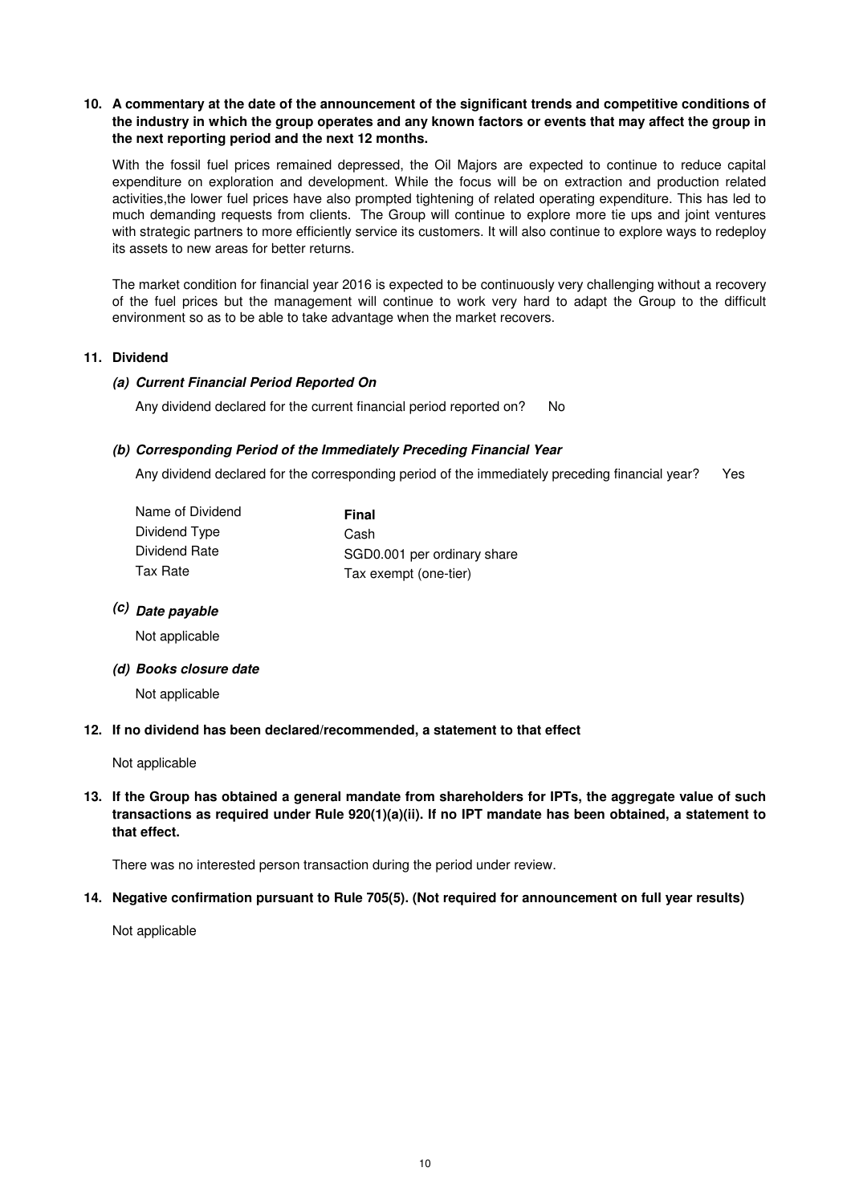**10. A commentary at the date of the announcement of the significant trends and competitive conditions of the industry in which the group operates and any known factors or events that may affect the group in the next reporting period and the next 12 months.**

With the fossil fuel prices remained depressed, the Oil Majors are expected to continue to reduce capital expenditure on exploration and development. While the focus will be on extraction and production related activities,the lower fuel prices have also prompted tightening of related operating expenditure. This has led to much demanding requests from clients. The Group will continue to explore more tie ups and joint ventures with strategic partners to more efficiently service its customers. It will also continue to explore ways to redeploy its assets to new areas for better returns.

The market condition for financial year 2016 is expected to be continuously very challenging without a recovery of the fuel prices but the management will continue to work very hard to adapt the Group to the difficult environment so as to be able to take advantage when the market recovers.

**11. Dividend**

***(a) Current Financial Period Reported On***

Any dividend declared for the current financial period reported on? No

***(b) Corresponding Period of the Immediately Preceding Financial Year***

Any dividend declared for the corresponding period of the immediately preceding financial year? Yes

| Name of Dividend | **Final** |
|---|---|
| Dividend Type | Cash |
| Dividend Rate | SGD0.001 per ordinary share |
| Tax Rate | Tax exempt (one-tier) |

***(c) Date payable***

Not applicable

***(d) Books closure date***

Not applicable

**12. If no dividend has been declared/recommended, a statement to that effect**

Not applicable

**13. If the Group has obtained a general mandate from shareholders for IPTs, the aggregate value of such transactions as required under Rule 920(1)(a)(ii). If no IPT mandate has been obtained, a statement to that effect.**

There was no interested person transaction during the period under review.

**14. Negative confirmation pursuant to Rule 705(5). (Not required for announcement on full year results)**

Not applicable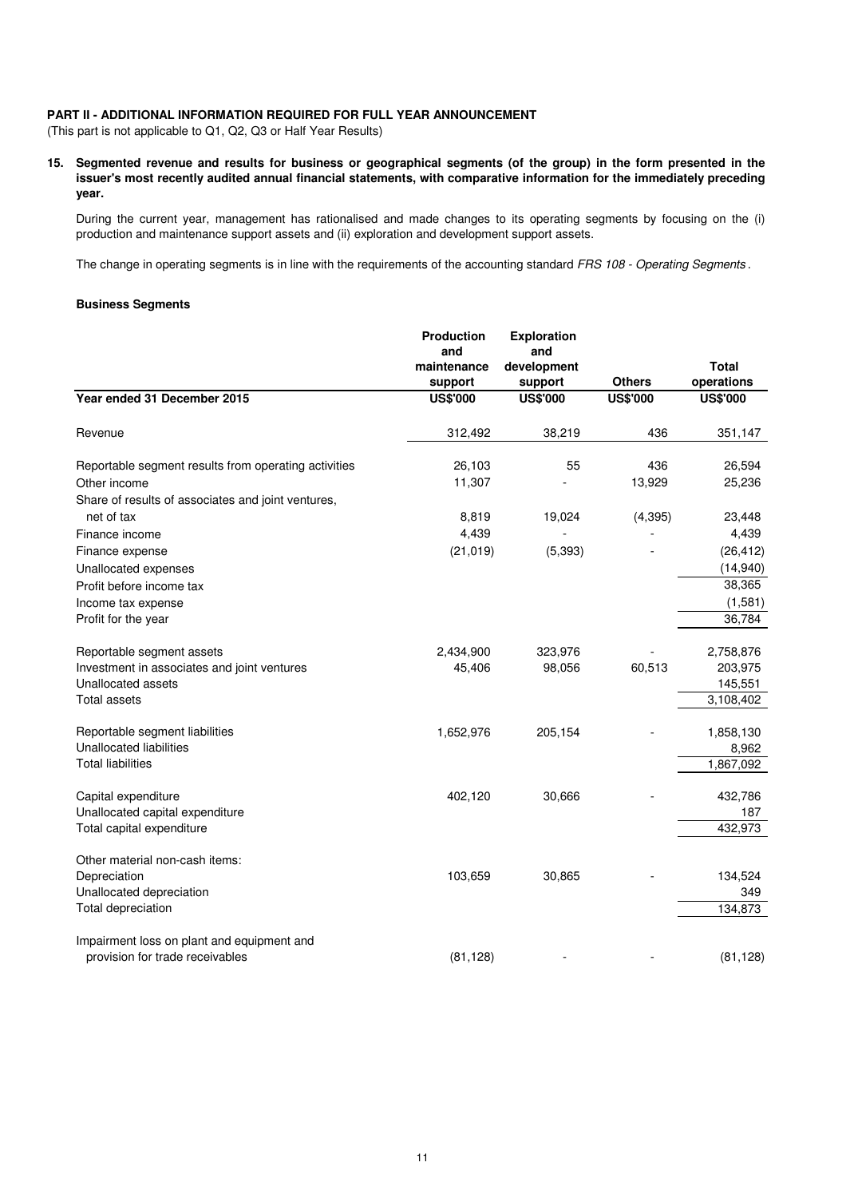**PART II - ADDITIONAL INFORMATION REQUIRED FOR FULL YEAR ANNOUNCEMENT**

(This part is not applicable to Q1, Q2, Q3 or Half Year Results)

**15. Segmented revenue and results for business or geographical segments (of the group) in the form presented in the issuer's most recently audited annual financial statements, with comparative information for the immediately preceding year.**

During the current year, management has rationalised and made changes to its operating segments by focusing on the (i) production and maintenance support assets and (ii) exploration and development support assets.

The change in operating segments is in line with the requirements of the accounting standard *FRS 108 - Operating Segments*.

**Business Segments**

| Year ended 31 December 2015 | Production and maintenance support US$'000 | Exploration and development support US$'000 | Others US$'000 | Total operations US$'000 |
|---|---|---|---|---|
| Revenue | 312,492 | 38,219 | 436 | 351,147 |
| Reportable segment results from operating activities | 26,103 | 55 | 436 | 26,594 |
| Other income | 11,307 | - | 13,929 | 25,236 |
| Share of results of associates and joint ventures, net of tax | 8,819 | 19,024 | (4,395) | 23,448 |
| Finance income | 4,439 | - | - | 4,439 |
| Finance expense | (21,019) | (5,393) | - | (26,412) |
| Unallocated expenses | | | | (14,940) |
| Profit before income tax | | | | 38,365 |
| Income tax expense | | | | (1,581) |
| Profit for the year | | | | 36,784 |
| Reportable segment assets | 2,434,900 | 323,976 | - | 2,758,876 |
| Investment in associates and joint ventures | 45,406 | 98,056 | 60,513 | 203,975 |
| Unallocated assets | | | | 145,551 |
| Total assets | | | | 3,108,402 |
| Reportable segment liabilities | 1,652,976 | 205,154 | - | 1,858,130 |
| Unallocated liabilities | | | | 8,962 |
| Total liabilities | | | | 1,867,092 |
| Capital expenditure | 402,120 | 30,666 | - | 432,786 |
| Unallocated capital expenditure | | | | 187 |
| Total capital expenditure | | | | 432,973 |
| Other material non-cash items: | | | | |
| Depreciation | 103,659 | 30,865 | - | 134,524 |
| Unallocated depreciation | | | | 349 |
| Total depreciation | | | | 134,873 |
| Impairment loss on plant and equipment and provision for trade receivables | (81,128) | - | - | (81,128) |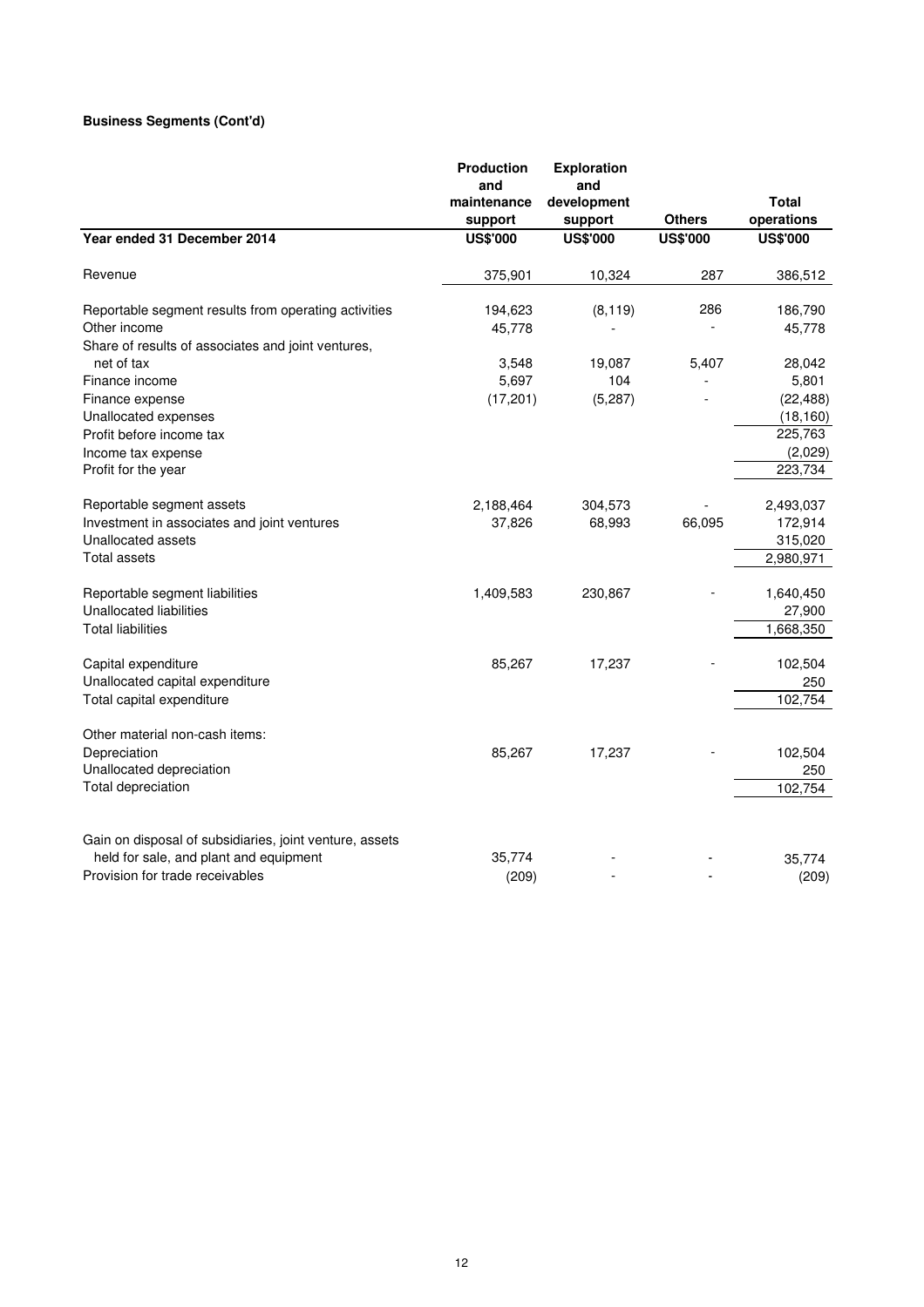**Business Segments (Cont'd)**

| Year ended 31 December 2014 | Production and maintenance support US$'000 | Exploration and development support US$'000 | Others US$'000 | Total operations US$'000 |
|---|---|---|---|---|
| Revenue | 375,901 | 10,324 | 287 | 386,512 |
| Reportable segment results from operating activities | 194,623 | (8,119) | 286 | 186,790 |
| Other income | 45,778 | - | - | 45,778 |
| Share of results of associates and joint ventures, net of tax | 3,548 | 19,087 | 5,407 | 28,042 |
| Finance income | 5,697 | 104 | - | 5,801 |
| Finance expense | (17,201) | (5,287) | - | (22,488) |
| Unallocated expenses | | | | (18,160) |
| Profit before income tax | | | | 225,763 |
| Income tax expense | | | | (2,029) |
| Profit for the year | | | | 223,734 |
| Reportable segment assets | 2,188,464 | 304,573 | - | 2,493,037 |
| Investment in associates and joint ventures | 37,826 | 68,993 | 66,095 | 172,914 |
| Unallocated assets | | | | 315,020 |
| Total assets | | | | 2,980,971 |
| Reportable segment liabilities | 1,409,583 | 230,867 | - | 1,640,450 |
| Unallocated liabilities | | | | 27,900 |
| Total liabilities | | | | 1,668,350 |
| Capital expenditure | 85,267 | 17,237 | - | 102,504 |
| Unallocated capital expenditure | | | | 250 |
| Total capital expenditure | | | | 102,754 |
| Other material non-cash items: | | | | |
| Depreciation | 85,267 | 17,237 | - | 102,504 |
| Unallocated depreciation | | | | 250 |
| Total depreciation | | | | 102,754 |
| Gain on disposal of subsidiaries, joint venture, assets held for sale, and plant and equipment | 35,774 | - | - | 35,774 |
| Provision for trade receivables | (209) | - | - | (209) |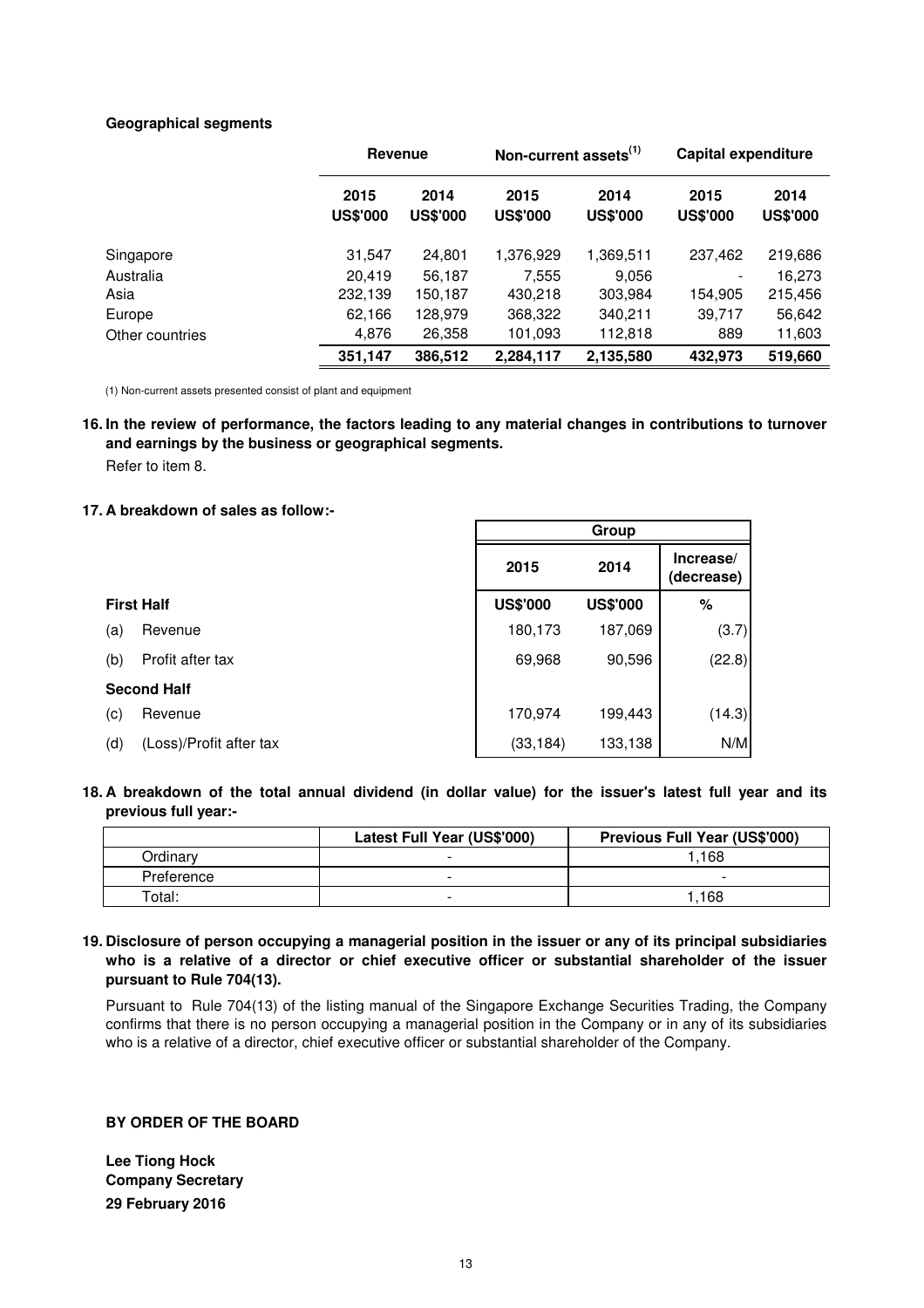**Geographical segments**

| | Revenue | | Non-current assets[1] | | Capital expenditure | |
|---|---|---|---|---|---|---|
| | 2015 US$'000 | 2014 US$'000 | 2015 US$'000 | 2014 US$'000 | 2015 US$'000 | 2014 US$'000 |
| Singapore | 31,547 | 24,801 | 1,376,929 | 1,369,511 | 237,462 | 219,686 |
| Australia | 20,419 | 56,187 | 7,555 | 9,056 | - | 16,273 |
| Asia | 232,139 | 150,187 | 430,218 | 303,984 | 154,905 | 215,456 |
| Europe | 62,166 | 128,979 | 368,322 | 340,211 | 39,717 | 56,642 |
| Other countries | 4,876 | 26,358 | 101,093 | 112,818 | 889 | 11,603 |
| | **351,147** | **386,512** | **2,284,117** | **2,135,580** | **432,973** | **519,660** |

(1) Non-current assets presented consist of plant and equipment

**16. In the review of performance, the factors leading to any material changes in contributions to turnover and earnings by the business or geographical segments.**

Refer to item 8.

**17. A breakdown of sales as follow:-**

| | | Group | | |
|---|---|---|---|---|
| | | 2015 | 2014 | Increase/ (decrease) |
| **First Half** | | **US$'000** | **US$'000** | **%** |
| (a) | Revenue | 180,173 | 187,069 | (3.7) |
| (b) | Profit after tax | 69,968 | 90,596 | (22.8) |
| **Second Half** | | | | |
| (c) | Revenue | 170,974 | 199,443 | (14.3) |
| (d) | (Loss)/Profit after tax | (33,184) | 133,138 | N/M |

**18. A breakdown of the total annual dividend (in dollar value) for the issuer's latest full year and its previous full year:-**

| | Latest Full Year (US$'000) | Previous Full Year (US$'000) |
|---|---|---|
| Ordinary | - | 1,168 |
| Preference | - | - |
| Total: | - | 1,168 |

**19. Disclosure of person occupying a managerial position in the issuer or any of its principal subsidiaries who is a relative of a director or chief executive officer or substantial shareholder of the issuer pursuant to Rule 704(13).**

Pursuant to Rule 704(13) of the listing manual of the Singapore Exchange Securities Trading, the Company confirms that there is no person occupying a managerial position in the Company or in any of its subsidiaries who is a relative of a director, chief executive officer or substantial shareholder of the Company.

**BY ORDER OF THE BOARD**

**Lee Tiong Hock**
**Company Secretary**
**29 February 2016**